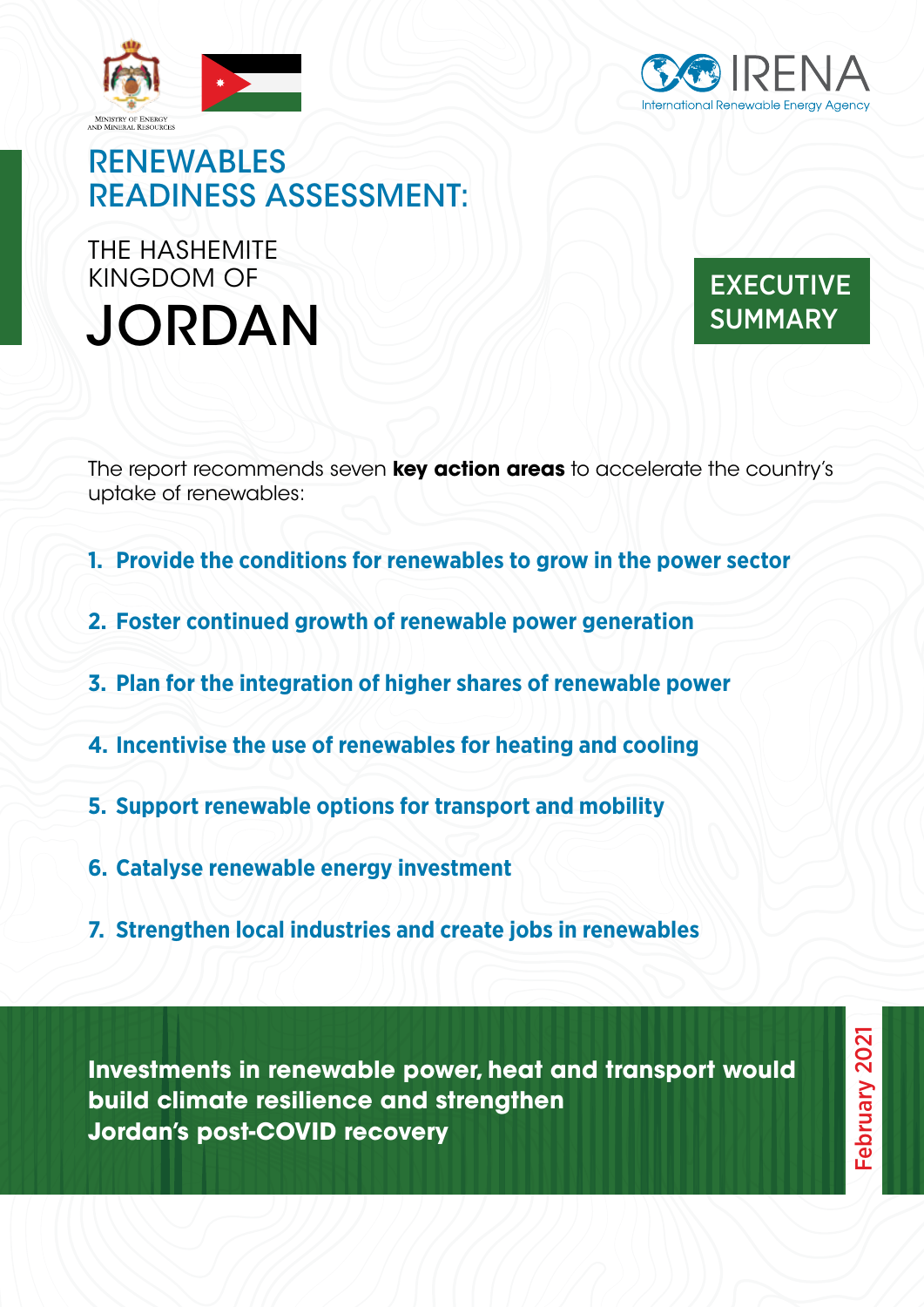Ministry of Energy and Mineral Resources

IRENA
International Renewable Energy Agency

# RENEWABLES READINESS ASSESSMENT:

## THE HASHEMITE KINGDOM OF JORDAN

EXECUTIVE SUMMARY

The report recommends seven **key action areas** to accelerate the country's uptake of renewables:

1. **Provide the conditions for renewables to grow in the power sector**
2. **Foster continued growth of renewable power generation**
3. **Plan for the integration of higher shares of renewable power**
4. **Incentivise the use of renewables for heating and cooling**
5. **Support renewable options for transport and mobility**
6. **Catalyse renewable energy investment**
7. **Strengthen local industries and create jobs in renewables**

**Investments in renewable power, heat and transport would build climate resilience and strengthen Jordan's post-COVID recovery**

February 2021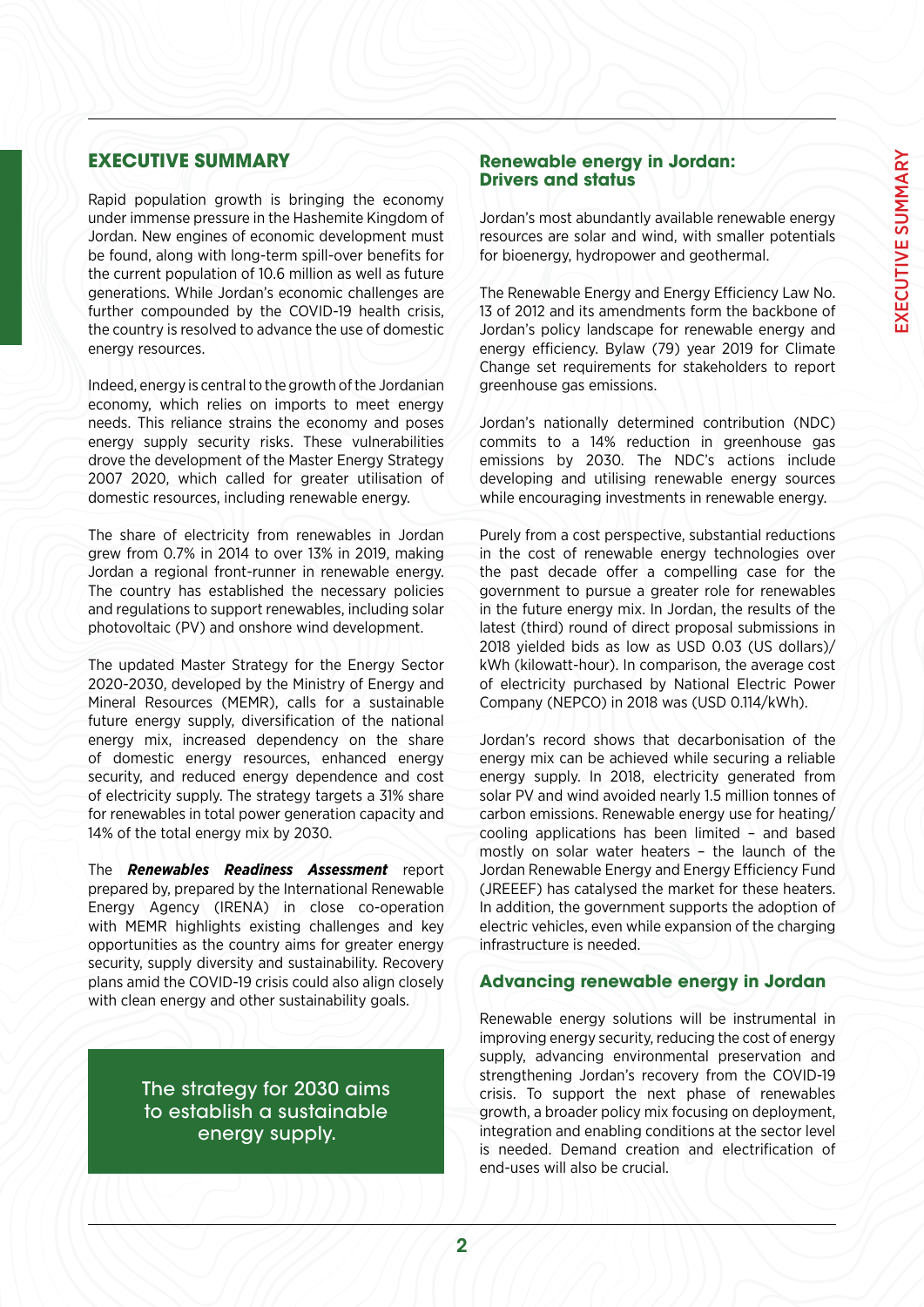## EXECUTIVE SUMMARY

Rapid population growth is bringing the economy under immense pressure in the Hashemite Kingdom of Jordan. New engines of economic development must be found, along with long-term spill-over benefits for the current population of 10.6 million as well as future generations. While Jordan's economic challenges are further compounded by the COVID-19 health crisis, the country is resolved to advance the use of domestic energy resources.

Indeed, energy is central to the growth of the Jordanian economy, which relies on imports to meet energy needs. This reliance strains the economy and poses energy supply security risks. These vulnerabilities drove the development of the Master Energy Strategy 2007 2020, which called for greater utilisation of domestic resources, including renewable energy.

The share of electricity from renewables in Jordan grew from 0.7% in 2014 to over 13% in 2019, making Jordan a regional front-runner in renewable energy. The country has established the necessary policies and regulations to support renewables, including solar photovoltaic (PV) and onshore wind development.

The updated Master Strategy for the Energy Sector 2020-2030, developed by the Ministry of Energy and Mineral Resources (MEMR), calls for a sustainable future energy supply, diversification of the national energy mix, increased dependency on the share of domestic energy resources, enhanced energy security, and reduced energy dependence and cost of electricity supply. The strategy targets a 31% share for renewables in total power generation capacity and 14% of the total energy mix by 2030.

The ***Renewables Readiness Assessment*** report prepared by, prepared by the International Renewable Energy Agency (IRENA) in close co-operation with MEMR highlights existing challenges and key opportunities as the country aims for greater energy security, supply diversity and sustainability. Recovery plans amid the COVID-19 crisis could also align closely with clean energy and other sustainability goals.

> The strategy for 2030 aims to establish a sustainable energy supply.

### Renewable energy in Jordan: Drivers and status

Jordan's most abundantly available renewable energy resources are solar and wind, with smaller potentials for bioenergy, hydropower and geothermal.

The Renewable Energy and Energy Efficiency Law No. 13 of 2012 and its amendments form the backbone of Jordan's policy landscape for renewable energy and energy efficiency. Bylaw (79) year 2019 for Climate Change set requirements for stakeholders to report greenhouse gas emissions.

Jordan's nationally determined contribution (NDC) commits to a 14% reduction in greenhouse gas emissions by 2030. The NDC's actions include developing and utilising renewable energy sources while encouraging investments in renewable energy.

Purely from a cost perspective, substantial reductions in the cost of renewable energy technologies over the past decade offer a compelling case for the government to pursue a greater role for renewables in the future energy mix. In Jordan, the results of the latest (third) round of direct proposal submissions in 2018 yielded bids as low as USD 0.03 (US dollars)/kWh (kilowatt-hour). In comparison, the average cost of electricity purchased by National Electric Power Company (NEPCO) in 2018 was (USD 0.114/kWh).

Jordan's record shows that decarbonisation of the energy mix can be achieved while securing a reliable energy supply. In 2018, electricity generated from solar PV and wind avoided nearly 1.5 million tonnes of carbon emissions. Renewable energy use for heating/cooling applications has been limited – and based mostly on solar water heaters – the launch of the Jordan Renewable Energy and Energy Efficiency Fund (JREEEF) has catalysed the market for these heaters. In addition, the government supports the adoption of electric vehicles, even while expansion of the charging infrastructure is needed.

### Advancing renewable energy in Jordan

Renewable energy solutions will be instrumental in improving energy security, reducing the cost of energy supply, advancing environmental preservation and strengthening Jordan's recovery from the COVID-19 crisis. To support the next phase of renewables growth, a broader policy mix focusing on deployment, integration and enabling conditions at the sector level is needed. Demand creation and electrification of end-uses will also be crucial.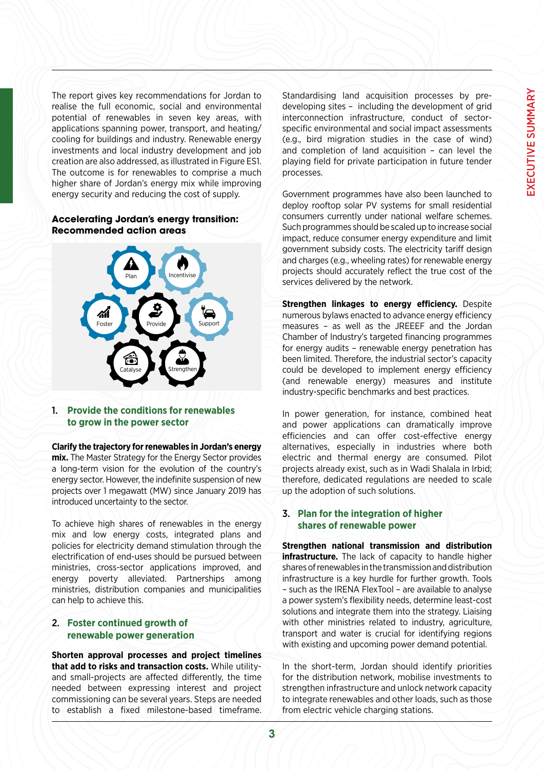The report gives key recommendations for Jordan to realise the full economic, social and environmental potential of renewables in seven key areas, with applications spanning power, transport, and heating/cooling for buildings and industry. Renewable energy investments and local industry development and job creation are also addressed, as illustrated in Figure ES1. The outcome is for renewables to comprise a much higher share of Jordan's energy mix while improving energy security and reducing the cost of supply.

**Accelerating Jordan's energy transition: Recommended action areas**

Plan, Incentivise, Foster, Provide, Support, Catalyse, Strengthen

## 1. Provide the conditions for renewables to grow in the power sector

**Clarify the trajectory for renewables in Jordan's energy mix.** The Master Strategy for the Energy Sector provides a long-term vision for the evolution of the country's energy sector. However, the indefinite suspension of new projects over 1 megawatt (MW) since January 2019 has introduced uncertainty to the sector.

To achieve high shares of renewables in the energy mix and low energy costs, integrated plans and policies for electricity demand stimulation through the electrification of end-uses should be pursued between ministries, cross-sector applications improved, and energy poverty alleviated. Partnerships among ministries, distribution companies and municipalities can help to achieve this.

## 2. Foster continued growth of renewable power generation

**Shorten approval processes and project timelines that add to risks and transaction costs.** While utility- and small-projects are affected differently, the time needed between expressing interest and project commissioning can be several years. Steps are needed to establish a fixed milestone-based timeframe. Standardising land acquisition processes by pre-developing sites – including the development of grid interconnection infrastructure, conduct of sector-specific environmental and social impact assessments (e.g., bird migration studies in the case of wind) and completion of land acquisition – can level the playing field for private participation in future tender processes.

Government programmes have also been launched to deploy rooftop solar PV systems for small residential consumers currently under national welfare schemes. Such programmes should be scaled up to increase social impact, reduce consumer energy expenditure and limit government subsidy costs. The electricity tariff design and charges (e.g., wheeling rates) for renewable energy projects should accurately reflect the true cost of the services delivered by the network.

**Strengthen linkages to energy efficiency.** Despite numerous bylaws enacted to advance energy efficiency measures – as well as the JREEEF and the Jordan Chamber of Industry's targeted financing programmes for energy audits – renewable energy penetration has been limited. Therefore, the industrial sector's capacity could be developed to implement energy efficiency (and renewable energy) measures and institute industry-specific benchmarks and best practices.

In power generation, for instance, combined heat and power applications can dramatically improve efficiencies and can offer cost-effective energy alternatives, especially in industries where both electric and thermal energy are consumed. Pilot projects already exist, such as in Wadi Shalala in Irbid; therefore, dedicated regulations are needed to scale up the adoption of such solutions.

## 3. Plan for the integration of higher shares of renewable power

**Strengthen national transmission and distribution infrastructure.** The lack of capacity to handle higher shares of renewables in the transmission and distribution infrastructure is a key hurdle for further growth. Tools – such as the IRENA FlexTool – are available to analyse a power system's flexibility needs, determine least-cost solutions and integrate them into the strategy. Liaising with other ministries related to industry, agriculture, transport and water is crucial for identifying regions with existing and upcoming power demand potential.

In the short-term, Jordan should identify priorities for the distribution network, mobilise investments to strengthen infrastructure and unlock network capacity to integrate renewables and other loads, such as those from electric vehicle charging stations.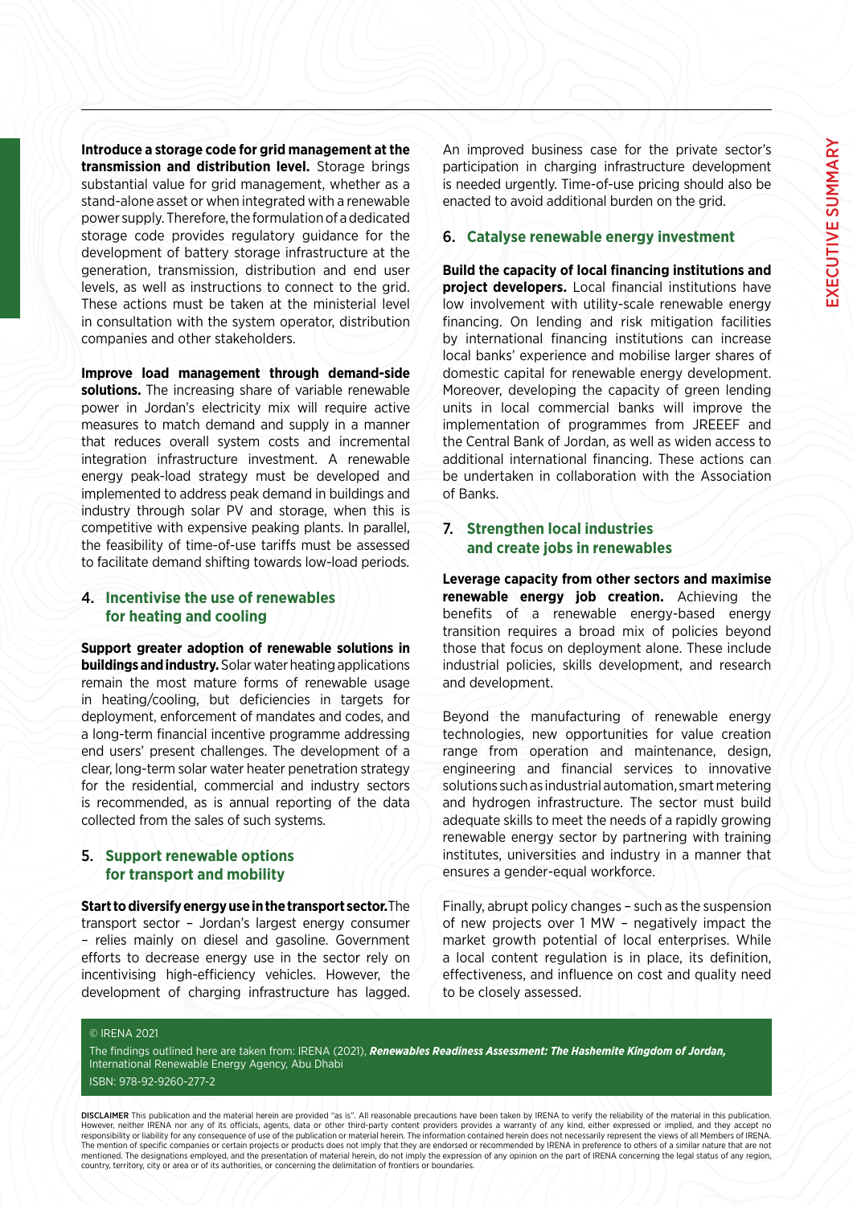**Introduce a storage code for grid management at the transmission and distribution level.** Storage brings substantial value for grid management, whether as a stand-alone asset or when integrated with a renewable power supply. Therefore, the formulation of a dedicated storage code provides regulatory guidance for the development of battery storage infrastructure at the generation, transmission, distribution and end user levels, as well as instructions to connect to the grid. These actions must be taken at the ministerial level in consultation with the system operator, distribution companies and other stakeholders.

**Improve load management through demand-side solutions.** The increasing share of variable renewable power in Jordan's electricity mix will require active measures to match demand and supply in a manner that reduces overall system costs and incremental integration infrastructure investment. A renewable energy peak-load strategy must be developed and implemented to address peak demand in buildings and industry through solar PV and storage, when this is competitive with expensive peaking plants. In parallel, the feasibility of time-of-use tariffs must be assessed to facilitate demand shifting towards low-load periods.

## 4. Incentivise the use of renewables for heating and cooling

**Support greater adoption of renewable solutions in buildings and industry.** Solar water heating applications remain the most mature forms of renewable usage in heating/cooling, but deficiencies in targets for deployment, enforcement of mandates and codes, and a long-term financial incentive programme addressing end users' present challenges. The development of a clear, long-term solar water heater penetration strategy for the residential, commercial and industry sectors is recommended, as is annual reporting of the data collected from the sales of such systems.

## 5. Support renewable options for transport and mobility

**Start to diversify energy use in the transport sector.** The transport sector – Jordan's largest energy consumer – relies mainly on diesel and gasoline. Government efforts to decrease energy use in the sector rely on incentivising high-efficiency vehicles. However, the development of charging infrastructure has lagged. An improved business case for the private sector's participation in charging infrastructure development is needed urgently. Time-of-use pricing should also be enacted to avoid additional burden on the grid.

## 6. Catalyse renewable energy investment

**Build the capacity of local financing institutions and project developers.** Local financial institutions have low involvement with utility-scale renewable energy financing. On lending and risk mitigation facilities by international financing institutions can increase local banks' experience and mobilise larger shares of domestic capital for renewable energy development. Moreover, developing the capacity of green lending units in local commercial banks will improve the implementation of programmes from JREEEF and the Central Bank of Jordan, as well as widen access to additional international financing. These actions can be undertaken in collaboration with the Association of Banks.

## 7. Strengthen local industries and create jobs in renewables

**Leverage capacity from other sectors and maximise renewable energy job creation.** Achieving the benefits of a renewable energy-based energy transition requires a broad mix of policies beyond those that focus on deployment alone. These include industrial policies, skills development, and research and development.

Beyond the manufacturing of renewable energy technologies, new opportunities for value creation range from operation and maintenance, design, engineering and financial services to innovative solutions such as industrial automation, smart metering and hydrogen infrastructure. The sector must build adequate skills to meet the needs of a rapidly growing renewable energy sector by partnering with training institutes, universities and industry in a manner that ensures a gender-equal workforce.

Finally, abrupt policy changes – such as the suspension of new projects over 1 MW – negatively impact the market growth potential of local enterprises. While a local content regulation is in place, its definition, effectiveness, and influence on cost and quality need to be closely assessed.

© IRENA 2021

The findings outlined here are taken from: IRENA (2021), ***Renewables Readiness Assessment: The Hashemite Kingdom of Jordan,*** International Renewable Energy Agency, Abu Dhabi

ISBN: 978-92-9260-277-2

**DISCLAIMER** This publication and the material herein are provided "as is". All reasonable precautions have been taken by IRENA to verify the reliability of the material in this publication. However, neither IRENA nor any of its officials, agents, data or other third-party content providers provides a warranty of any kind, either expressed or implied, and they accept no responsibility or liability for any consequence of use of the publication or material herein. The information contained herein does not necessarily represent the views of all Members of IRENA. The mention of specific companies or certain projects or products does not imply that they are endorsed or recommended by IRENA in preference to others of a similar nature that are not mentioned. The designations employed, and the presentation of material herein, do not imply the expression of any opinion on the part of IRENA concerning the legal status of any region, country, territory, city or area or of its authorities, or concerning the delimitation of frontiers or boundaries.